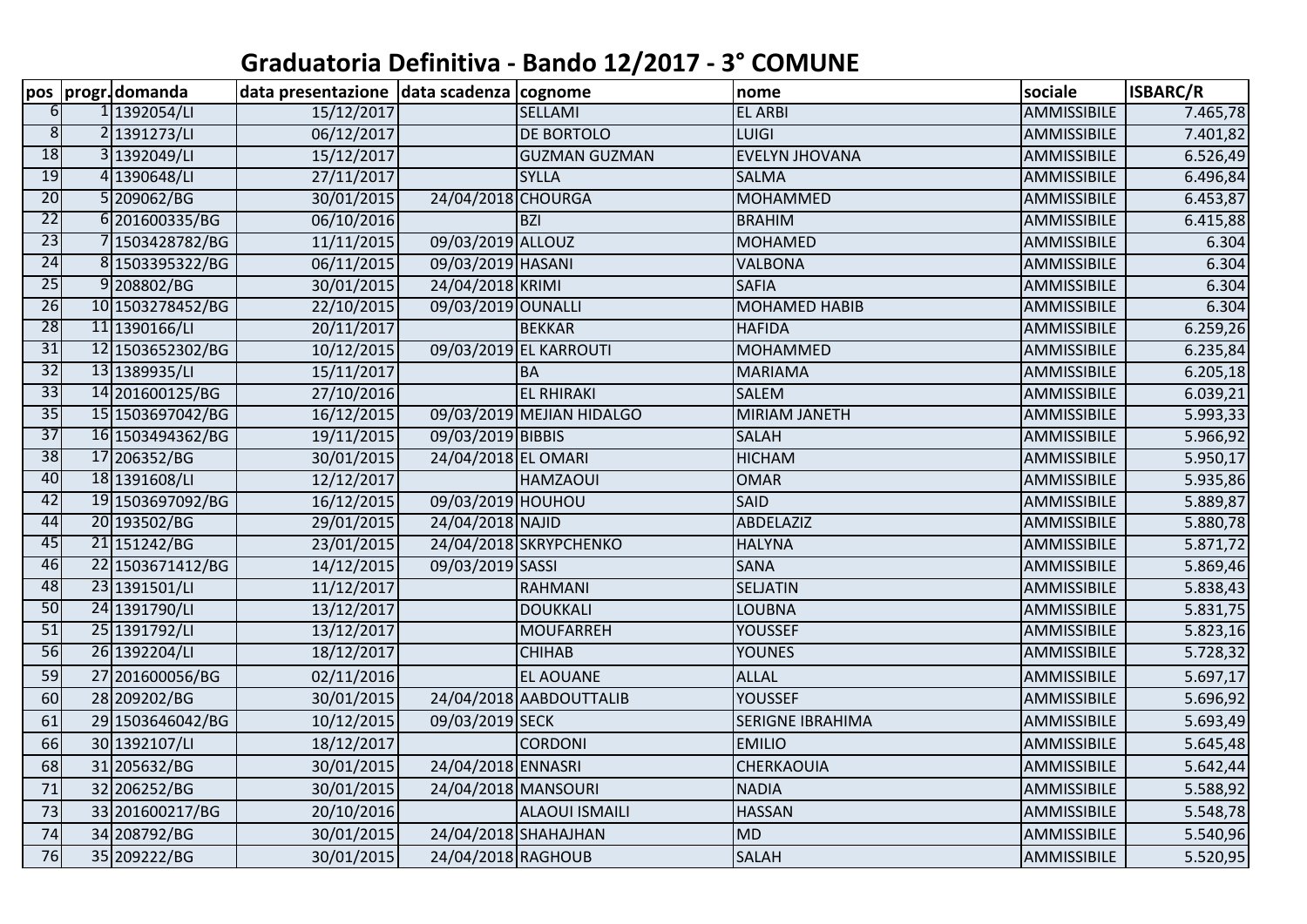# Graduatoria Definitiva - Bando 12/2017 - 3° COMUNE

| pos | progr. | domanda | data presentazione | data scadenza | cognome | nome | sociale | ISBARC/R |
|---|---|---|---|---|---|---|---|---|
| 6 | 1 | 1392054/LI | 15/12/2017 | | SELLAMI | EL ARBI | AMMISSIBILE | 7.465,78 |
| 8 | 2 | 1391273/LI | 06/12/2017 | | DE BORTOLO | LUIGI | AMMISSIBILE | 7.401,82 |
| 18 | 3 | 1392049/LI | 15/12/2017 | | GUZMAN GUZMAN | EVELYN JHOVANA | AMMISSIBILE | 6.526,49 |
| 19 | 4 | 1390648/LI | 27/11/2017 | | SYLLA | SALMA | AMMISSIBILE | 6.496,84 |
| 20 | 5 | 209062/BG | 30/01/2015 | 24/04/2018 | CHOURGA | MOHAMMED | AMMISSIBILE | 6.453,87 |
| 22 | 6 | 201600335/BG | 06/10/2016 | | BZI | BRAHIM | AMMISSIBILE | 6.415,88 |
| 23 | 7 | 1503428782/BG | 11/11/2015 | 09/03/2019 | ALLOUZ | MOHAMED | AMMISSIBILE | 6.304 |
| 24 | 8 | 1503395322/BG | 06/11/2015 | 09/03/2019 | HASANI | VALBONA | AMMISSIBILE | 6.304 |
| 25 | 9 | 208802/BG | 30/01/2015 | 24/04/2018 | KRIMI | SAFIA | AMMISSIBILE | 6.304 |
| 26 | 10 | 1503278452/BG | 22/10/2015 | 09/03/2019 | OUNALLI | MOHAMED HABIB | AMMISSIBILE | 6.304 |
| 28 | 11 | 1390166/LI | 20/11/2017 | | BEKKAR | HAFIDA | AMMISSIBILE | 6.259,26 |
| 31 | 12 | 1503652302/BG | 10/12/2015 | 09/03/2019 | EL KARROUTI | MOHAMMED | AMMISSIBILE | 6.235,84 |
| 32 | 13 | 1389935/LI | 15/11/2017 | | BA | MARIAMA | AMMISSIBILE | 6.205,18 |
| 33 | 14 | 201600125/BG | 27/10/2016 | | EL RHIRAKI | SALEM | AMMISSIBILE | 6.039,21 |
| 35 | 15 | 1503697042/BG | 16/12/2015 | 09/03/2019 | MEJIAN HIDALGO | MIRIAM JANETH | AMMISSIBILE | 5.993,33 |
| 37 | 16 | 1503494362/BG | 19/11/2015 | 09/03/2019 | BIBBIS | SALAH | AMMISSIBILE | 5.966,92 |
| 38 | 17 | 206352/BG | 30/01/2015 | 24/04/2018 | EL OMARI | HICHAM | AMMISSIBILE | 5.950,17 |
| 40 | 18 | 1391608/LI | 12/12/2017 | | HAMZAOUI | OMAR | AMMISSIBILE | 5.935,86 |
| 42 | 19 | 1503697092/BG | 16/12/2015 | 09/03/2019 | HOUHOU | SAID | AMMISSIBILE | 5.889,87 |
| 44 | 20 | 193502/BG | 29/01/2015 | 24/04/2018 | NAJID | ABDELAZIZ | AMMISSIBILE | 5.880,78 |
| 45 | 21 | 151242/BG | 23/01/2015 | 24/04/2018 | SKRYPCHENKO | HALYNA | AMMISSIBILE | 5.871,72 |
| 46 | 22 | 1503671412/BG | 14/12/2015 | 09/03/2019 | SASSI | SANA | AMMISSIBILE | 5.869,46 |
| 48 | 23 | 1391501/LI | 11/12/2017 | | RAHMANI | SELJATIN | AMMISSIBILE | 5.838,43 |
| 50 | 24 | 1391790/LI | 13/12/2017 | | DOUKKALI | LOUBNA | AMMISSIBILE | 5.831,75 |
| 51 | 25 | 1391792/LI | 13/12/2017 | | MOUFARREH | YOUSSEF | AMMISSIBILE | 5.823,16 |
| 56 | 26 | 1392204/LI | 18/12/2017 | | CHIHAB | YOUNES | AMMISSIBILE | 5.728,32 |
| 59 | 27 | 201600056/BG | 02/11/2016 | | EL AOUANE | ALLAL | AMMISSIBILE | 5.697,17 |
| 60 | 28 | 209202/BG | 30/01/2015 | 24/04/2018 | AABDOUTTALIB | YOUSSEF | AMMISSIBILE | 5.696,92 |
| 61 | 29 | 1503646042/BG | 10/12/2015 | 09/03/2019 | SECK | SERIGNE IBRAHIMA | AMMISSIBILE | 5.693,49 |
| 66 | 30 | 1392107/LI | 18/12/2017 | | CORDONI | EMILIO | AMMISSIBILE | 5.645,48 |
| 68 | 31 | 205632/BG | 30/01/2015 | 24/04/2018 | ENNASRI | CHERKAOUIA | AMMISSIBILE | 5.642,44 |
| 71 | 32 | 206252/BG | 30/01/2015 | 24/04/2018 | MANSOURI | NADIA | AMMISSIBILE | 5.588,92 |
| 73 | 33 | 201600217/BG | 20/10/2016 | | ALAOUI ISMAILI | HASSAN | AMMISSIBILE | 5.548,78 |
| 74 | 34 | 208792/BG | 30/01/2015 | 24/04/2018 | SHAHAJHAN | MD | AMMISSIBILE | 5.540,96 |
| 76 | 35 | 209222/BG | 30/01/2015 | 24/04/2018 | RAGHOUB | SALAH | AMMISSIBILE | 5.520,95 |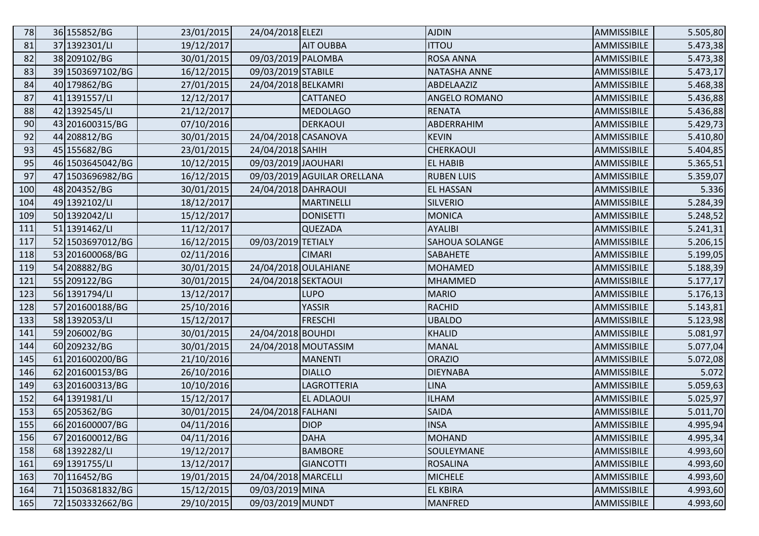| | | | | | | | | |
|---|---|---|---|---|---|---|---|---|
| 78 | 36 | 155852/BG | 23/01/2015 | 24/04/2018 | ELEZI | AJDIN | AMMISSIBILE | 5.505,80 |
| 81 | 37 | 1392301/LI | 19/12/2017 | | AIT OUBBA | ITTOU | AMMISSIBILE | 5.473,38 |
| 82 | 38 | 209102/BG | 30/01/2015 | 09/03/2019 | PALOMBA | ROSA ANNA | AMMISSIBILE | 5.473,38 |
| 83 | 39 | 1503697102/BG | 16/12/2015 | 09/03/2019 | STABILE | NATASHA ANNE | AMMISSIBILE | 5.473,17 |
| 84 | 40 | 179862/BG | 27/01/2015 | 24/04/2018 | BELKAMRI | ABDELAAZIZ | AMMISSIBILE | 5.468,38 |
| 87 | 41 | 1391557/LI | 12/12/2017 | | CATTANEO | ANGELO ROMANO | AMMISSIBILE | 5.436,88 |
| 88 | 42 | 1392545/LI | 21/12/2017 | | MEDOLAGO | RENATA | AMMISSIBILE | 5.436,88 |
| 90 | 43 | 201600315/BG | 07/10/2016 | | DERKAOUI | ABDERRAHIM | AMMISSIBILE | 5.429,73 |
| 92 | 44 | 208812/BG | 30/01/2015 | 24/04/2018 | CASANOVA | KEVIN | AMMISSIBILE | 5.410,80 |
| 93 | 45 | 155682/BG | 23/01/2015 | 24/04/2018 | SAHIH | CHERKAOUI | AMMISSIBILE | 5.404,85 |
| 95 | 46 | 1503645042/BG | 10/12/2015 | 09/03/2019 | JAOUHARI | EL HABIB | AMMISSIBILE | 5.365,51 |
| 97 | 47 | 1503696982/BG | 16/12/2015 | 09/03/2019 | AGUILAR ORELLANA | RUBEN LUIS | AMMISSIBILE | 5.359,07 |
| 100 | 48 | 204352/BG | 30/01/2015 | 24/04/2018 | DAHRAOUI | EL HASSAN | AMMISSIBILE | 5.336 |
| 104 | 49 | 1392102/LI | 18/12/2017 | | MARTINELLI | SILVERIO | AMMISSIBILE | 5.284,39 |
| 109 | 50 | 1392042/LI | 15/12/2017 | | DONISETTI | MONICA | AMMISSIBILE | 5.248,52 |
| 111 | 51 | 1391462/LI | 11/12/2017 | | QUEZADA | AYALIBI | AMMISSIBILE | 5.241,31 |
| 117 | 52 | 1503697012/BG | 16/12/2015 | 09/03/2019 | TETIALY | SAHOUA SOLANGE | AMMISSIBILE | 5.206,15 |
| 118 | 53 | 201600068/BG | 02/11/2016 | | CIMARI | SABAHETE | AMMISSIBILE | 5.199,05 |
| 119 | 54 | 208882/BG | 30/01/2015 | 24/04/2018 | OULAHIANE | MOHAMED | AMMISSIBILE | 5.188,39 |
| 121 | 55 | 209122/BG | 30/01/2015 | 24/04/2018 | SEKTAOUI | MHAMMED | AMMISSIBILE | 5.177,17 |
| 123 | 56 | 1391794/LI | 13/12/2017 | | LUPO | MARIO | AMMISSIBILE | 5.176,13 |
| 128 | 57 | 201600188/BG | 25/10/2016 | | YASSIR | RACHID | AMMISSIBILE | 5.143,81 |
| 133 | 58 | 1392053/LI | 15/12/2017 | | FRESCHI | UBALDO | AMMISSIBILE | 5.123,98 |
| 141 | 59 | 206002/BG | 30/01/2015 | 24/04/2018 | BOUHDI | KHALID | AMMISSIBILE | 5.081,97 |
| 144 | 60 | 209232/BG | 30/01/2015 | 24/04/2018 | MOUTASSIM | MANAL | AMMISSIBILE | 5.077,04 |
| 145 | 61 | 201600200/BG | 21/10/2016 | | MANENTI | ORAZIO | AMMISSIBILE | 5.072,08 |
| 146 | 62 | 201600153/BG | 26/10/2016 | | DIALLO | DIEYNABA | AMMISSIBILE | 5.072 |
| 149 | 63 | 201600313/BG | 10/10/2016 | | LAGROTTERIA | LINA | AMMISSIBILE | 5.059,63 |
| 152 | 64 | 1391981/LI | 15/12/2017 | | EL ADLAOUI | ILHAM | AMMISSIBILE | 5.025,97 |
| 153 | 65 | 205362/BG | 30/01/2015 | 24/04/2018 | FALHANI | SAIDA | AMMISSIBILE | 5.011,70 |
| 155 | 66 | 201600007/BG | 04/11/2016 | | DIOP | INSA | AMMISSIBILE | 4.995,94 |
| 156 | 67 | 201600012/BG | 04/11/2016 | | DAHA | MOHAND | AMMISSIBILE | 4.995,34 |
| 158 | 68 | 1392282/LI | 19/12/2017 | | BAMBORE | SOULEYMANE | AMMISSIBILE | 4.993,60 |
| 161 | 69 | 1391755/LI | 13/12/2017 | | GIANCOTTI | ROSALINA | AMMISSIBILE | 4.993,60 |
| 163 | 70 | 116452/BG | 19/01/2015 | 24/04/2018 | MARCELLI | MICHELE | AMMISSIBILE | 4.993,60 |
| 164 | 71 | 1503681832/BG | 15/12/2015 | 09/03/2019 | MINA | EL KBIRA | AMMISSIBILE | 4.993,60 |
| 165 | 72 | 1503332662/BG | 29/10/2015 | 09/03/2019 | MUNDT | MANFRED | AMMISSIBILE | 4.993,60 |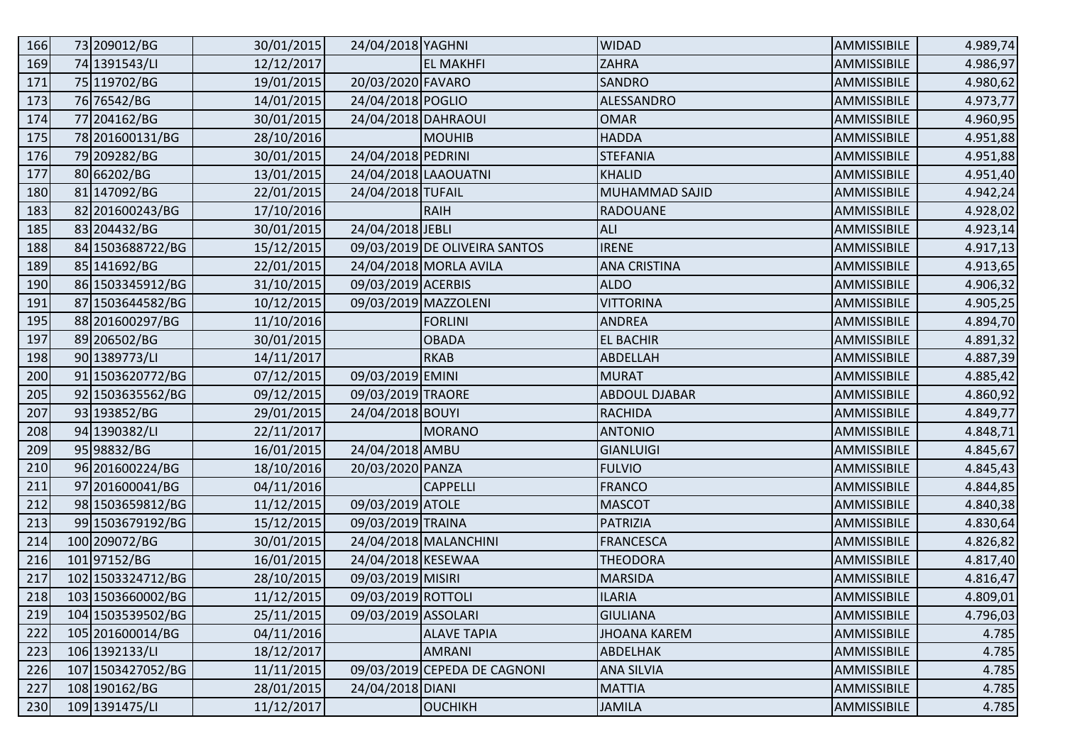| | | | | | | | | |
|---|---|---|---|---|---|---|---|---|
| 166 | 73 | 209012/BG | 30/01/2015 | 24/04/2018 | YAGHNI | WIDAD | AMMISSIBILE | 4.989,74 |
| 169 | 74 | 1391543/LI | 12/12/2017 | | EL MAKHFI | ZAHRA | AMMISSIBILE | 4.986,97 |
| 171 | 75 | 119702/BG | 19/01/2015 | 20/03/2020 | FAVARO | SANDRO | AMMISSIBILE | 4.980,62 |
| 173 | 76 | 76542/BG | 14/01/2015 | 24/04/2018 | POGLIO | ALESSANDRO | AMMISSIBILE | 4.973,77 |
| 174 | 77 | 204162/BG | 30/01/2015 | 24/04/2018 | DAHRAOUI | OMAR | AMMISSIBILE | 4.960,95 |
| 175 | 78 | 201600131/BG | 28/10/2016 | | MOUHIB | HADDA | AMMISSIBILE | 4.951,88 |
| 176 | 79 | 209282/BG | 30/01/2015 | 24/04/2018 | PEDRINI | STEFANIA | AMMISSIBILE | 4.951,88 |
| 177 | 80 | 66202/BG | 13/01/2015 | 24/04/2018 | LAAOUATNI | KHALID | AMMISSIBILE | 4.951,40 |
| 180 | 81 | 147092/BG | 22/01/2015 | 24/04/2018 | TUFAIL | MUHAMMAD SAJID | AMMISSIBILE | 4.942,24 |
| 183 | 82 | 201600243/BG | 17/10/2016 | | RAIH | RADOUANE | AMMISSIBILE | 4.928,02 |
| 185 | 83 | 204432/BG | 30/01/2015 | 24/04/2018 | JEBLI | ALI | AMMISSIBILE | 4.923,14 |
| 188 | 84 | 1503688722/BG | 15/12/2015 | 09/03/2019 | DE OLIVEIRA SANTOS | IRENE | AMMISSIBILE | 4.917,13 |
| 189 | 85 | 141692/BG | 22/01/2015 | 24/04/2018 | MORLA AVILA | ANA CRISTINA | AMMISSIBILE | 4.913,65 |
| 190 | 86 | 1503345912/BG | 31/10/2015 | 09/03/2019 | ACERBIS | ALDO | AMMISSIBILE | 4.906,32 |
| 191 | 87 | 1503644582/BG | 10/12/2015 | 09/03/2019 | MAZZOLENI | VITTORINA | AMMISSIBILE | 4.905,25 |
| 195 | 88 | 201600297/BG | 11/10/2016 | | FORLINI | ANDREA | AMMISSIBILE | 4.894,70 |
| 197 | 89 | 206502/BG | 30/01/2015 | | OBADA | EL BACHIR | AMMISSIBILE | 4.891,32 |
| 198 | 90 | 1389773/LI | 14/11/2017 | | RKAB | ABDELLAH | AMMISSIBILE | 4.887,39 |
| 200 | 91 | 1503620772/BG | 07/12/2015 | 09/03/2019 | EMINI | MURAT | AMMISSIBILE | 4.885,42 |
| 205 | 92 | 1503635562/BG | 09/12/2015 | 09/03/2019 | TRAORE | ABDOUL DJABAR | AMMISSIBILE | 4.860,92 |
| 207 | 93 | 193852/BG | 29/01/2015 | 24/04/2018 | BOUYI | RACHIDA | AMMISSIBILE | 4.849,77 |
| 208 | 94 | 1390382/LI | 22/11/2017 | | MORANO | ANTONIO | AMMISSIBILE | 4.848,71 |
| 209 | 95 | 98832/BG | 16/01/2015 | 24/04/2018 | AMBU | GIANLUIGI | AMMISSIBILE | 4.845,67 |
| 210 | 96 | 201600224/BG | 18/10/2016 | 20/03/2020 | PANZA | FULVIO | AMMISSIBILE | 4.845,43 |
| 211 | 97 | 201600041/BG | 04/11/2016 | | CAPPELLI | FRANCO | AMMISSIBILE | 4.844,85 |
| 212 | 98 | 1503659812/BG | 11/12/2015 | 09/03/2019 | ATOLE | MASCOT | AMMISSIBILE | 4.840,38 |
| 213 | 99 | 1503679192/BG | 15/12/2015 | 09/03/2019 | TRAINA | PATRIZIA | AMMISSIBILE | 4.830,64 |
| 214 | 100 | 209072/BG | 30/01/2015 | 24/04/2018 | MALANCHINI | FRANCESCA | AMMISSIBILE | 4.826,82 |
| 216 | 101 | 97152/BG | 16/01/2015 | 24/04/2018 | KESEWAA | THEODORA | AMMISSIBILE | 4.817,40 |
| 217 | 102 | 1503324712/BG | 28/10/2015 | 09/03/2019 | MISIRI | MARSIDA | AMMISSIBILE | 4.816,47 |
| 218 | 103 | 1503660002/BG | 11/12/2015 | 09/03/2019 | ROTTOLI | ILARIA | AMMISSIBILE | 4.809,01 |
| 219 | 104 | 1503539502/BG | 25/11/2015 | 09/03/2019 | ASSOLARI | GIULIANA | AMMISSIBILE | 4.796,03 |
| 222 | 105 | 201600014/BG | 04/11/2016 | | ALAVE TAPIA | JHOANA KAREM | AMMISSIBILE | 4.785 |
| 223 | 106 | 1392133/LI | 18/12/2017 | | AMRANI | ABDELHAK | AMMISSIBILE | 4.785 |
| 226 | 107 | 1503427052/BG | 11/11/2015 | 09/03/2019 | CEPEDA DE CAGNONI | ANA SILVIA | AMMISSIBILE | 4.785 |
| 227 | 108 | 190162/BG | 28/01/2015 | 24/04/2018 | DIANI | MATTIA | AMMISSIBILE | 4.785 |
| 230 | 109 | 1391475/LI | 11/12/2017 | | OUCHIKH | JAMILA | AMMISSIBILE | 4.785 |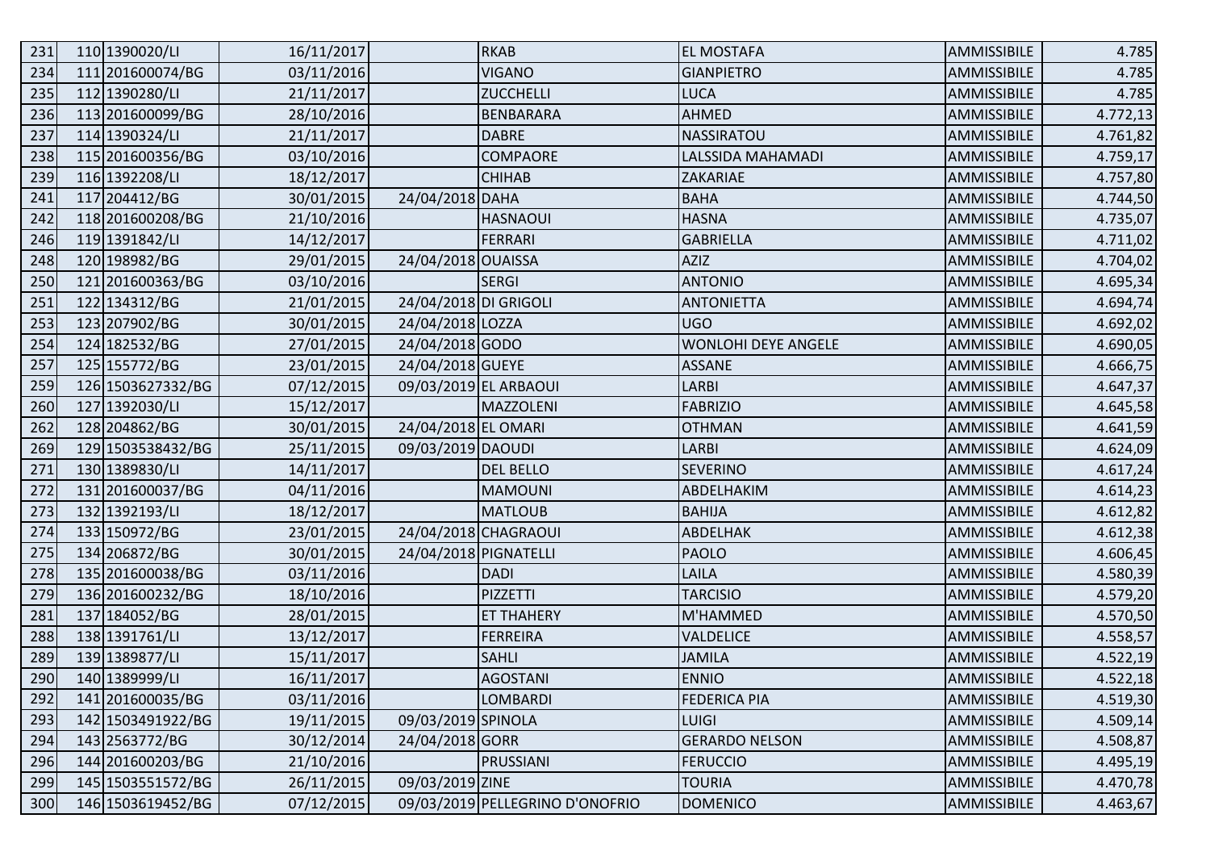| | | | | | | | | |
|---|---|---|---|---|---|---|---|---|
| 231 | 110 | 1390020/LI | 16/11/2017 | | RKAB | EL MOSTAFA | AMMISSIBILE | 4.785 |
| 234 | 111 | 201600074/BG | 03/11/2016 | | VIGANO | GIANPIETRO | AMMISSIBILE | 4.785 |
| 235 | 112 | 1390280/LI | 21/11/2017 | | ZUCCHELLI | LUCA | AMMISSIBILE | 4.785 |
| 236 | 113 | 201600099/BG | 28/10/2016 | | BENBARARA | AHMED | AMMISSIBILE | 4.772,13 |
| 237 | 114 | 1390324/LI | 21/11/2017 | | DABRE | NASSIRATOU | AMMISSIBILE | 4.761,82 |
| 238 | 115 | 201600356/BG | 03/10/2016 | | COMPAORE | LALSSIDA MAHAMADI | AMMISSIBILE | 4.759,17 |
| 239 | 116 | 1392208/LI | 18/12/2017 | | CHIHAB | ZAKARIAE | AMMISSIBILE | 4.757,80 |
| 241 | 117 | 204412/BG | 30/01/2015 | 24/04/2018 | DAHA | BAHA | AMMISSIBILE | 4.744,50 |
| 242 | 118 | 201600208/BG | 21/10/2016 | | HASNAOUI | HASNA | AMMISSIBILE | 4.735,07 |
| 246 | 119 | 1391842/LI | 14/12/2017 | | FERRARI | GABRIELLA | AMMISSIBILE | 4.711,02 |
| 248 | 120 | 198982/BG | 29/01/2015 | 24/04/2018 | OUAISSA | AZIZ | AMMISSIBILE | 4.704,02 |
| 250 | 121 | 201600363/BG | 03/10/2016 | | SERGI | ANTONIO | AMMISSIBILE | 4.695,34 |
| 251 | 122 | 134312/BG | 21/01/2015 | 24/04/2018 | DI GRIGOLI | ANTONIETTA | AMMISSIBILE | 4.694,74 |
| 253 | 123 | 207902/BG | 30/01/2015 | 24/04/2018 | LOZZA | UGO | AMMISSIBILE | 4.692,02 |
| 254 | 124 | 182532/BG | 27/01/2015 | 24/04/2018 | GODO | WONLOHI DEYE ANGELE | AMMISSIBILE | 4.690,05 |
| 257 | 125 | 155772/BG | 23/01/2015 | 24/04/2018 | GUEYE | ASSANE | AMMISSIBILE | 4.666,75 |
| 259 | 126 | 1503627332/BG | 07/12/2015 | 09/03/2019 | EL ARBAOUI | LARBI | AMMISSIBILE | 4.647,37 |
| 260 | 127 | 1392030/LI | 15/12/2017 | | MAZZOLENI | FABRIZIO | AMMISSIBILE | 4.645,58 |
| 262 | 128 | 204862/BG | 30/01/2015 | 24/04/2018 | EL OMARI | OTHMAN | AMMISSIBILE | 4.641,59 |
| 269 | 129 | 1503538432/BG | 25/11/2015 | 09/03/2019 | DAOUDI | LARBI | AMMISSIBILE | 4.624,09 |
| 271 | 130 | 1389830/LI | 14/11/2017 | | DEL BELLO | SEVERINO | AMMISSIBILE | 4.617,24 |
| 272 | 131 | 201600037/BG | 04/11/2016 | | MAMOUNI | ABDELHAKIM | AMMISSIBILE | 4.614,23 |
| 273 | 132 | 1392193/LI | 18/12/2017 | | MATLOUB | BAHIJA | AMMISSIBILE | 4.612,82 |
| 274 | 133 | 150972/BG | 23/01/2015 | 24/04/2018 | CHAGRAOUI | ABDELHAK | AMMISSIBILE | 4.612,38 |
| 275 | 134 | 206872/BG | 30/01/2015 | 24/04/2018 | PIGNATELLI | PAOLO | AMMISSIBILE | 4.606,45 |
| 278 | 135 | 201600038/BG | 03/11/2016 | | DADI | LAILA | AMMISSIBILE | 4.580,39 |
| 279 | 136 | 201600232/BG | 18/10/2016 | | PIZZETTI | TARCISIO | AMMISSIBILE | 4.579,20 |
| 281 | 137 | 184052/BG | 28/01/2015 | | ET THAHERY | M'HAMMED | AMMISSIBILE | 4.570,50 |
| 288 | 138 | 1391761/LI | 13/12/2017 | | FERREIRA | VALDELICE | AMMISSIBILE | 4.558,57 |
| 289 | 139 | 1389877/LI | 15/11/2017 | | SAHLI | JAMILA | AMMISSIBILE | 4.522,19 |
| 290 | 140 | 1389999/LI | 16/11/2017 | | AGOSTANI | ENNIO | AMMISSIBILE | 4.522,18 |
| 292 | 141 | 201600035/BG | 03/11/2016 | | LOMBARDI | FEDERICA PIA | AMMISSIBILE | 4.519,30 |
| 293 | 142 | 1503491922/BG | 19/11/2015 | 09/03/2019 | SPINOLA | LUIGI | AMMISSIBILE | 4.509,14 |
| 294 | 143 | 2563772/BG | 30/12/2014 | 24/04/2018 | GORR | GERARDO NELSON | AMMISSIBILE | 4.508,87 |
| 296 | 144 | 201600203/BG | 21/10/2016 | | PRUSSIANI | FERUCCIO | AMMISSIBILE | 4.495,19 |
| 299 | 145 | 1503551572/BG | 26/11/2015 | 09/03/2019 | ZINE | TOURIA | AMMISSIBILE | 4.470,78 |
| 300 | 146 | 1503619452/BG | 07/12/2015 | 09/03/2019 | PELLEGRINO D'ONOFRIO | DOMENICO | AMMISSIBILE | 4.463,67 |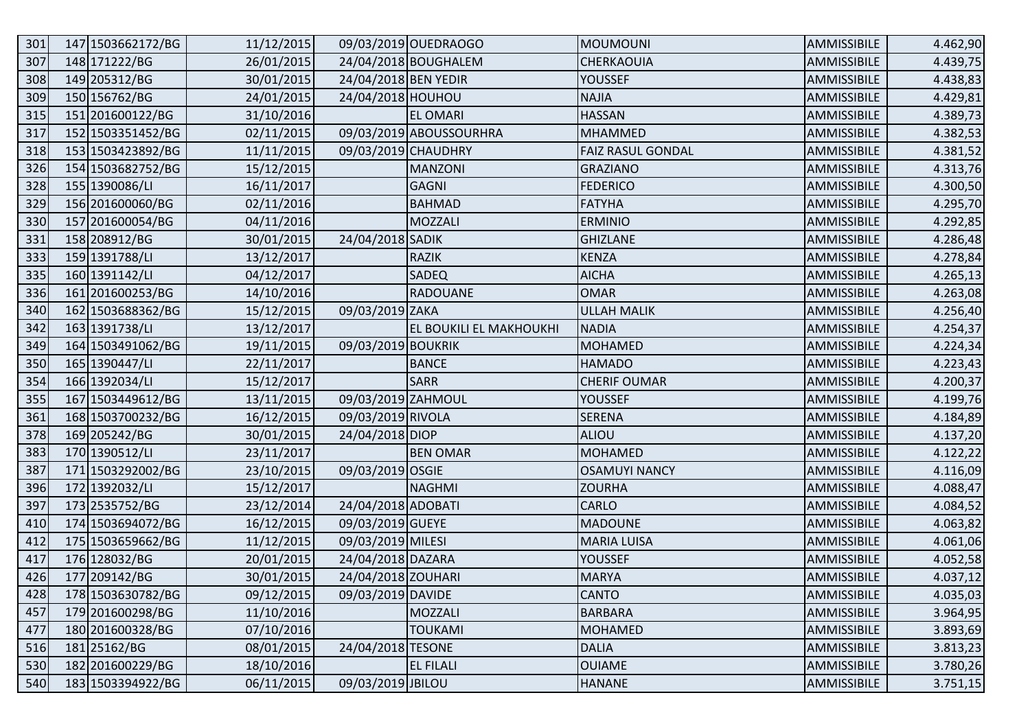| | | | | | | | | |
|---|---|---|---|---|---|---|---|---|
| 301 | 147 | 1503662172/BG | 11/12/2015 | 09/03/2019 | OUEDRAOGO | MOUMOUNI | AMMISSIBILE | 4.462,90 |
| 307 | 148 | 171222/BG | 26/01/2015 | 24/04/2018 | BOUGHALEM | CHERKAOUIA | AMMISSIBILE | 4.439,75 |
| 308 | 149 | 205312/BG | 30/01/2015 | 24/04/2018 | BEN YEDIR | YOUSSEF | AMMISSIBILE | 4.438,83 |
| 309 | 150 | 156762/BG | 24/01/2015 | 24/04/2018 | HOUHOU | NAJIA | AMMISSIBILE | 4.429,81 |
| 315 | 151 | 201600122/BG | 31/10/2016 | | EL OMARI | HASSAN | AMMISSIBILE | 4.389,73 |
| 317 | 152 | 1503351452/BG | 02/11/2015 | 09/03/2019 | ABOUSSOURHRA | MHAMMED | AMMISSIBILE | 4.382,53 |
| 318 | 153 | 1503423892/BG | 11/11/2015 | 09/03/2019 | CHAUDHRY | FAIZ RASUL GONDAL | AMMISSIBILE | 4.381,52 |
| 326 | 154 | 1503682752/BG | 15/12/2015 | | MANZONI | GRAZIANO | AMMISSIBILE | 4.313,76 |
| 328 | 155 | 1390086/LI | 16/11/2017 | | GAGNI | FEDERICO | AMMISSIBILE | 4.300,50 |
| 329 | 156 | 201600060/BG | 02/11/2016 | | BAHMAD | FATYHA | AMMISSIBILE | 4.295,70 |
| 330 | 157 | 201600054/BG | 04/11/2016 | | MOZZALI | ERMINIO | AMMISSIBILE | 4.292,85 |
| 331 | 158 | 208912/BG | 30/01/2015 | 24/04/2018 | SADIK | GHIZLANE | AMMISSIBILE | 4.286,48 |
| 333 | 159 | 1391788/LI | 13/12/2017 | | RAZIK | KENZA | AMMISSIBILE | 4.278,84 |
| 335 | 160 | 1391142/LI | 04/12/2017 | | SADEQ | AICHA | AMMISSIBILE | 4.265,13 |
| 336 | 161 | 201600253/BG | 14/10/2016 | | RADOUANE | OMAR | AMMISSIBILE | 4.263,08 |
| 340 | 162 | 1503688362/BG | 15/12/2015 | 09/03/2019 | ZAKA | ULLAH MALIK | AMMISSIBILE | 4.256,40 |
| 342 | 163 | 1391738/LI | 13/12/2017 | | EL BOUKILI EL MAKHOUKHI | NADIA | AMMISSIBILE | 4.254,37 |
| 349 | 164 | 1503491062/BG | 19/11/2015 | 09/03/2019 | BOUKRIK | MOHAMED | AMMISSIBILE | 4.224,34 |
| 350 | 165 | 1390447/LI | 22/11/2017 | | BANCE | HAMADO | AMMISSIBILE | 4.223,43 |
| 354 | 166 | 1392034/LI | 15/12/2017 | | SARR | CHERIF OUMAR | AMMISSIBILE | 4.200,37 |
| 355 | 167 | 1503449612/BG | 13/11/2015 | 09/03/2019 | ZAHMOUL | YOUSSEF | AMMISSIBILE | 4.199,76 |
| 361 | 168 | 1503700232/BG | 16/12/2015 | 09/03/2019 | RIVOLA | SERENA | AMMISSIBILE | 4.184,89 |
| 378 | 169 | 205242/BG | 30/01/2015 | 24/04/2018 | DIOP | ALIOU | AMMISSIBILE | 4.137,20 |
| 383 | 170 | 1390512/LI | 23/11/2017 | | BEN OMAR | MOHAMED | AMMISSIBILE | 4.122,22 |
| 387 | 171 | 1503292002/BG | 23/10/2015 | 09/03/2019 | OSGIE | OSAMUYI NANCY | AMMISSIBILE | 4.116,09 |
| 396 | 172 | 1392032/LI | 15/12/2017 | | NAGHMI | ZOURHA | AMMISSIBILE | 4.088,47 |
| 397 | 173 | 2535752/BG | 23/12/2014 | 24/04/2018 | ADOBATI | CARLO | AMMISSIBILE | 4.084,52 |
| 410 | 174 | 1503694072/BG | 16/12/2015 | 09/03/2019 | GUEYE | MADOUNE | AMMISSIBILE | 4.063,82 |
| 412 | 175 | 1503659662/BG | 11/12/2015 | 09/03/2019 | MILESI | MARIA LUISA | AMMISSIBILE | 4.061,06 |
| 417 | 176 | 128032/BG | 20/01/2015 | 24/04/2018 | DAZARA | YOUSSEF | AMMISSIBILE | 4.052,58 |
| 426 | 177 | 209142/BG | 30/01/2015 | 24/04/2018 | ZOUHARI | MARYA | AMMISSIBILE | 4.037,12 |
| 428 | 178 | 1503630782/BG | 09/12/2015 | 09/03/2019 | DAVIDE | CANTO | AMMISSIBILE | 4.035,03 |
| 457 | 179 | 201600298/BG | 11/10/2016 | | MOZZALI | BARBARA | AMMISSIBILE | 3.964,95 |
| 477 | 180 | 201600328/BG | 07/10/2016 | | TOUKAMI | MOHAMED | AMMISSIBILE | 3.893,69 |
| 516 | 181 | 25162/BG | 08/01/2015 | 24/04/2018 | TESONE | DALIA | AMMISSIBILE | 3.813,23 |
| 530 | 182 | 201600229/BG | 18/10/2016 | | EL FILALI | OUIAME | AMMISSIBILE | 3.780,26 |
| 540 | 183 | 1503394922/BG | 06/11/2015 | 09/03/2019 | JBILOU | HANANE | AMMISSIBILE | 3.751,15 |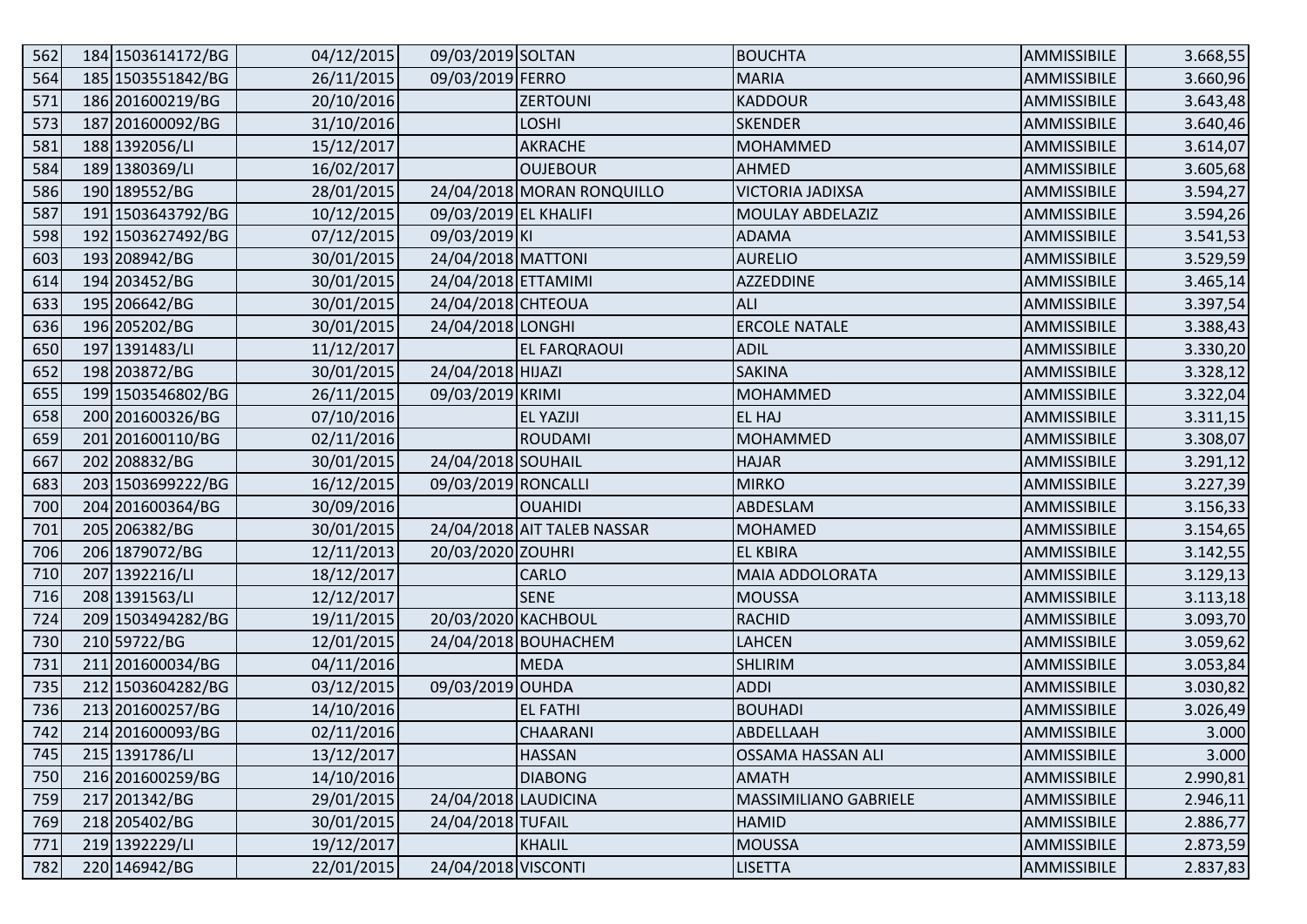| | | | | | | | | |
|---|---|---|---|---|---|---|---|---|
| 562 | 184 | 1503614172/BG | 04/12/2015 | 09/03/2019 | SOLTAN | BOUCHTA | AMMISSIBILE | 3.668,55 |
| 564 | 185 | 1503551842/BG | 26/11/2015 | 09/03/2019 | FERRO | MARIA | AMMISSIBILE | 3.660,96 |
| 571 | 186 | 201600219/BG | 20/10/2016 | | ZERTOUNI | KADDOUR | AMMISSIBILE | 3.643,48 |
| 573 | 187 | 201600092/BG | 31/10/2016 | | LOSHI | SKENDER | AMMISSIBILE | 3.640,46 |
| 581 | 188 | 1392056/LI | 15/12/2017 | | AKRACHE | MOHAMMED | AMMISSIBILE | 3.614,07 |
| 584 | 189 | 1380369/LI | 16/02/2017 | | OUJEBOUR | AHMED | AMMISSIBILE | 3.605,68 |
| 586 | 190 | 189552/BG | 28/01/2015 | 24/04/2018 | MORAN RONQUILLO | VICTORIA JADIXSA | AMMISSIBILE | 3.594,27 |
| 587 | 191 | 1503643792/BG | 10/12/2015 | 09/03/2019 | EL KHALIFI | MOULAY ABDELAZIZ | AMMISSIBILE | 3.594,26 |
| 598 | 192 | 1503627492/BG | 07/12/2015 | 09/03/2019 | KI | ADAMA | AMMISSIBILE | 3.541,53 |
| 603 | 193 | 208942/BG | 30/01/2015 | 24/04/2018 | MATTONI | AURELIO | AMMISSIBILE | 3.529,59 |
| 614 | 194 | 203452/BG | 30/01/2015 | 24/04/2018 | ETTAMIMI | AZZEDDINE | AMMISSIBILE | 3.465,14 |
| 633 | 195 | 206642/BG | 30/01/2015 | 24/04/2018 | CHTEOUA | ALI | AMMISSIBILE | 3.397,54 |
| 636 | 196 | 205202/BG | 30/01/2015 | 24/04/2018 | LONGHI | ERCOLE NATALE | AMMISSIBILE | 3.388,43 |
| 650 | 197 | 1391483/LI | 11/12/2017 | | EL FARQRAOUI | ADIL | AMMISSIBILE | 3.330,20 |
| 652 | 198 | 203872/BG | 30/01/2015 | 24/04/2018 | HIJAZI | SAKINA | AMMISSIBILE | 3.328,12 |
| 655 | 199 | 1503546802/BG | 26/11/2015 | 09/03/2019 | KRIMI | MOHAMMED | AMMISSIBILE | 3.322,04 |
| 658 | 200 | 201600326/BG | 07/10/2016 | | EL YAZIJI | EL HAJ | AMMISSIBILE | 3.311,15 |
| 659 | 201 | 201600110/BG | 02/11/2016 | | ROUDAMI | MOHAMMED | AMMISSIBILE | 3.308,07 |
| 667 | 202 | 208832/BG | 30/01/2015 | 24/04/2018 | SOUHAIL | HAJAR | AMMISSIBILE | 3.291,12 |
| 683 | 203 | 1503699222/BG | 16/12/2015 | 09/03/2019 | RONCALLI | MIRKO | AMMISSIBILE | 3.227,39 |
| 700 | 204 | 201600364/BG | 30/09/2016 | | OUAHIDI | ABDESLAM | AMMISSIBILE | 3.156,33 |
| 701 | 205 | 206382/BG | 30/01/2015 | 24/04/2018 | AIT TALEB NASSAR | MOHAMED | AMMISSIBILE | 3.154,65 |
| 706 | 206 | 1879072/BG | 12/11/2013 | 20/03/2020 | ZOUHRI | EL KBIRA | AMMISSIBILE | 3.142,55 |
| 710 | 207 | 1392216/LI | 18/12/2017 | | CARLO | MAIA ADDOLORATA | AMMISSIBILE | 3.129,13 |
| 716 | 208 | 1391563/LI | 12/12/2017 | | SENE | MOUSSA | AMMISSIBILE | 3.113,18 |
| 724 | 209 | 1503494282/BG | 19/11/2015 | 20/03/2020 | KACHBOUL | RACHID | AMMISSIBILE | 3.093,70 |
| 730 | 210 | 59722/BG | 12/01/2015 | 24/04/2018 | BOUHACHEM | LAHCEN | AMMISSIBILE | 3.059,62 |
| 731 | 211 | 201600034/BG | 04/11/2016 | | MEDA | SHLIRIM | AMMISSIBILE | 3.053,84 |
| 735 | 212 | 1503604282/BG | 03/12/2015 | 09/03/2019 | OUHDA | ADDI | AMMISSIBILE | 3.030,82 |
| 736 | 213 | 201600257/BG | 14/10/2016 | | EL FATHI | BOUHADI | AMMISSIBILE | 3.026,49 |
| 742 | 214 | 201600093/BG | 02/11/2016 | | CHAARANI | ABDELLAAH | AMMISSIBILE | 3.000 |
| 745 | 215 | 1391786/LI | 13/12/2017 | | HASSAN | OSSAMA HASSAN ALI | AMMISSIBILE | 3.000 |
| 750 | 216 | 201600259/BG | 14/10/2016 | | DIABONG | AMATH | AMMISSIBILE | 2.990,81 |
| 759 | 217 | 201342/BG | 29/01/2015 | 24/04/2018 | LAUDICINA | MASSIMILIANO GABRIELE | AMMISSIBILE | 2.946,11 |
| 769 | 218 | 205402/BG | 30/01/2015 | 24/04/2018 | TUFAIL | HAMID | AMMISSIBILE | 2.886,77 |
| 771 | 219 | 1392229/LI | 19/12/2017 | | KHALIL | MOUSSA | AMMISSIBILE | 2.873,59 |
| 782 | 220 | 146942/BG | 22/01/2015 | 24/04/2018 | VISCONTI | LISETTA | AMMISSIBILE | 2.837,83 |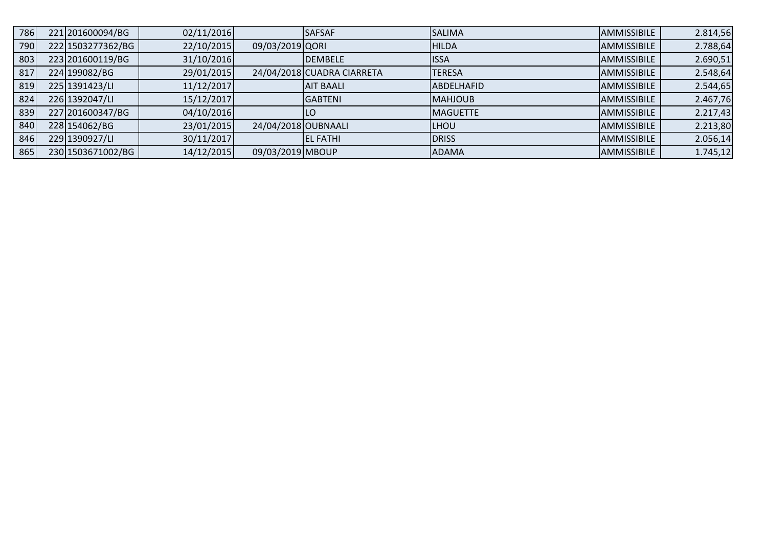| | | | | | | | | |
|---|---|---|---|---|---|---|---|---|
| 786 | 221 | 201600094/BG | 02/11/2016 | | SAFSAF | SALIMA | AMMISSIBILE | 2.814,56 |
| 790 | 222 | 1503277362/BG | 22/10/2015 | 09/03/2019 | QORI | HILDA | AMMISSIBILE | 2.788,64 |
| 803 | 223 | 201600119/BG | 31/10/2016 | | DEMBELE | ISSA | AMMISSIBILE | 2.690,51 |
| 817 | 224 | 199082/BG | 29/01/2015 | 24/04/2018 | CUADRA CIARRETA | TERESA | AMMISSIBILE | 2.548,64 |
| 819 | 225 | 1391423/LI | 11/12/2017 | | AIT BAALI | ABDELHAFID | AMMISSIBILE | 2.544,65 |
| 824 | 226 | 1392047/LI | 15/12/2017 | | GABTENI | MAHJOUB | AMMISSIBILE | 2.467,76 |
| 839 | 227 | 201600347/BG | 04/10/2016 | | LO | MAGUETTE | AMMISSIBILE | 2.217,43 |
| 840 | 228 | 154062/BG | 23/01/2015 | 24/04/2018 | OUBNAALI | LHOU | AMMISSIBILE | 2.213,80 |
| 846 | 229 | 1390927/LI | 30/11/2017 | | EL FATHI | DRISS | AMMISSIBILE | 2.056,14 |
| 865 | 230 | 1503671002/BG | 14/12/2015 | 09/03/2019 | MBOUP | ADAMA | AMMISSIBILE | 1.745,12 |